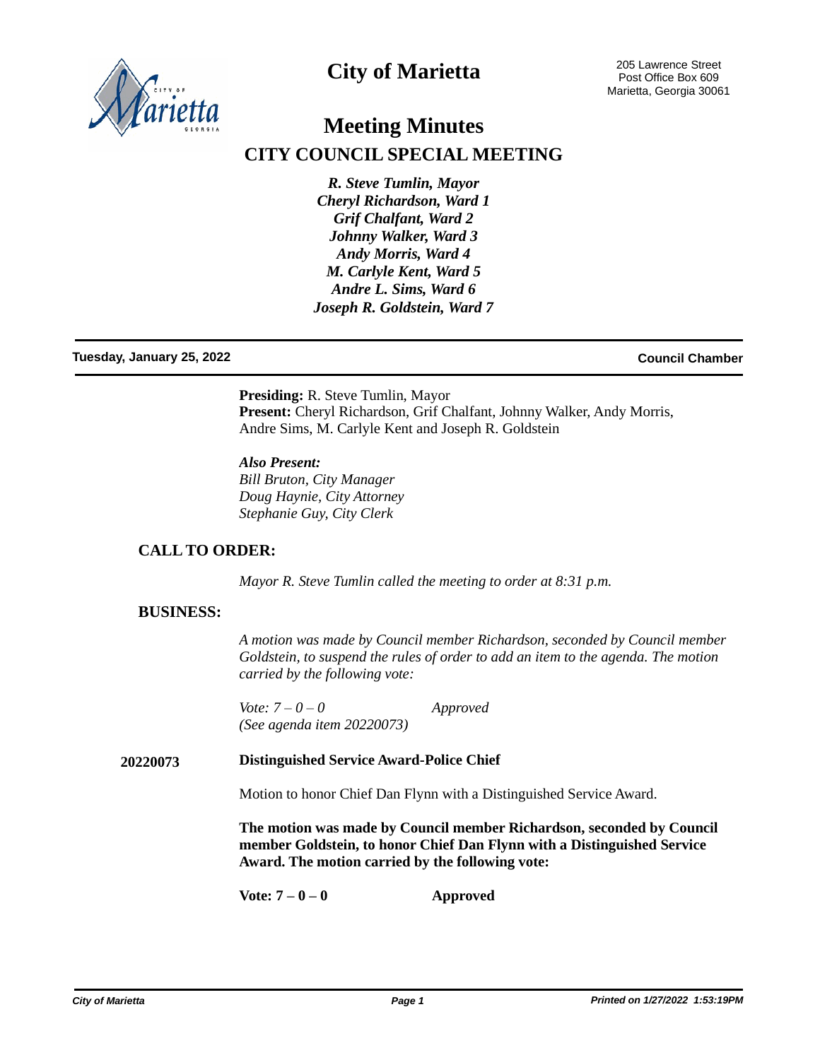# City of Marietta

205 Lawrence Street
Post Office Box 609
Marietta, Georgia 30061

# Meeting Minutes

## CITY COUNCIL SPECIAL MEETING

***R. Steve Tumlin, Mayor***
***Cheryl Richardson, Ward 1***
***Grif Chalfant, Ward 2***
***Johnny Walker, Ward 3***
***Andy Morris, Ward 4***
***M. Carlyle Kent, Ward 5***
***Andre L. Sims, Ward 6***
***Joseph R. Goldstein, Ward 7***

**Tuesday, January 25, 2022** **Council Chamber**

**Presiding:** R. Steve Tumlin, Mayor
**Present:** Cheryl Richardson, Grif Chalfant, Johnny Walker, Andy Morris, Andre Sims, M. Carlyle Kent and Joseph R. Goldstein

***Also Present:***
*Bill Bruton, City Manager*
*Doug Haynie, City Attorney*
*Stephanie Guy, City Clerk*

### CALL TO ORDER:

*Mayor R. Steve Tumlin called the meeting to order at 8:31 p.m.*

### BUSINESS:

*A motion was made by Council member Richardson, seconded by Council member Goldstein, to suspend the rules of order to add an item to the agenda. The motion carried by the following vote:*

*Vote: 7 – 0 – 0* *Approved*
*(See agenda item 20220073)*

**20220073** **Distinguished Service Award-Police Chief**

Motion to honor Chief Dan Flynn with a Distinguished Service Award.

**The motion was made by Council member Richardson, seconded by Council member Goldstein, to honor Chief Dan Flynn with a Distinguished Service Award. The motion carried by the following vote:**

**Vote: 7 – 0 – 0** **Approved**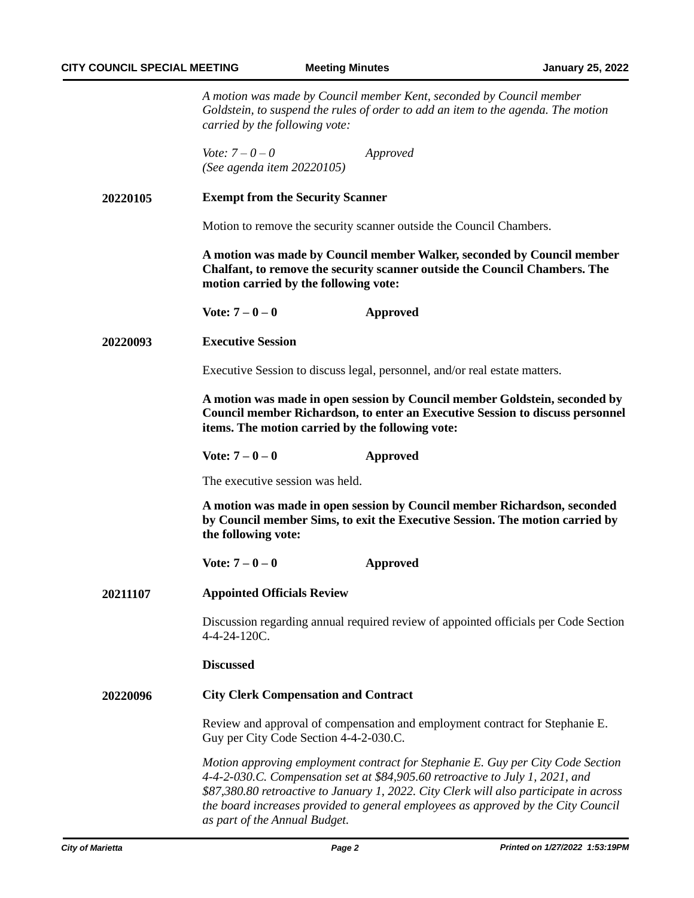*A motion was made by Council member Kent, seconded by Council member Goldstein, to suspend the rules of order to add an item to the agenda. The motion carried by the following vote:*

*Vote: 7 – 0 – 0* *Approved*
*(See agenda item 20220105)*

**20220105** **Exempt from the Security Scanner**

Motion to remove the security scanner outside the Council Chambers.

**A motion was made by Council member Walker, seconded by Council member Chalfant, to remove the security scanner outside the Council Chambers. The motion carried by the following vote:**

**Vote: 7 – 0 – 0** **Approved**

**20220093** **Executive Session**

Executive Session to discuss legal, personnel, and/or real estate matters.

**A motion was made in open session by Council member Goldstein, seconded by Council member Richardson, to enter an Executive Session to discuss personnel items. The motion carried by the following vote:**

**Vote: 7 – 0 – 0** **Approved**

The executive session was held.

**A motion was made in open session by Council member Richardson, seconded by Council member Sims, to exit the Executive Session. The motion carried by the following vote:**

**Vote: 7 – 0 – 0** **Approved**

**20211107** **Appointed Officials Review**

Discussion regarding annual required review of appointed officials per Code Section 4-4-24-120C.

**Discussed**

**20220096** **City Clerk Compensation and Contract**

Review and approval of compensation and employment contract for Stephanie E. Guy per City Code Section 4-4-2-030.C.

*Motion approving employment contract for Stephanie E. Guy per City Code Section 4-4-2-030.C. Compensation set at $84,905.60 retroactive to July 1, 2021, and $87,380.80 retroactive to January 1, 2022. City Clerk will also participate in across the board increases provided to general employees as approved by the City Council as part of the Annual Budget.*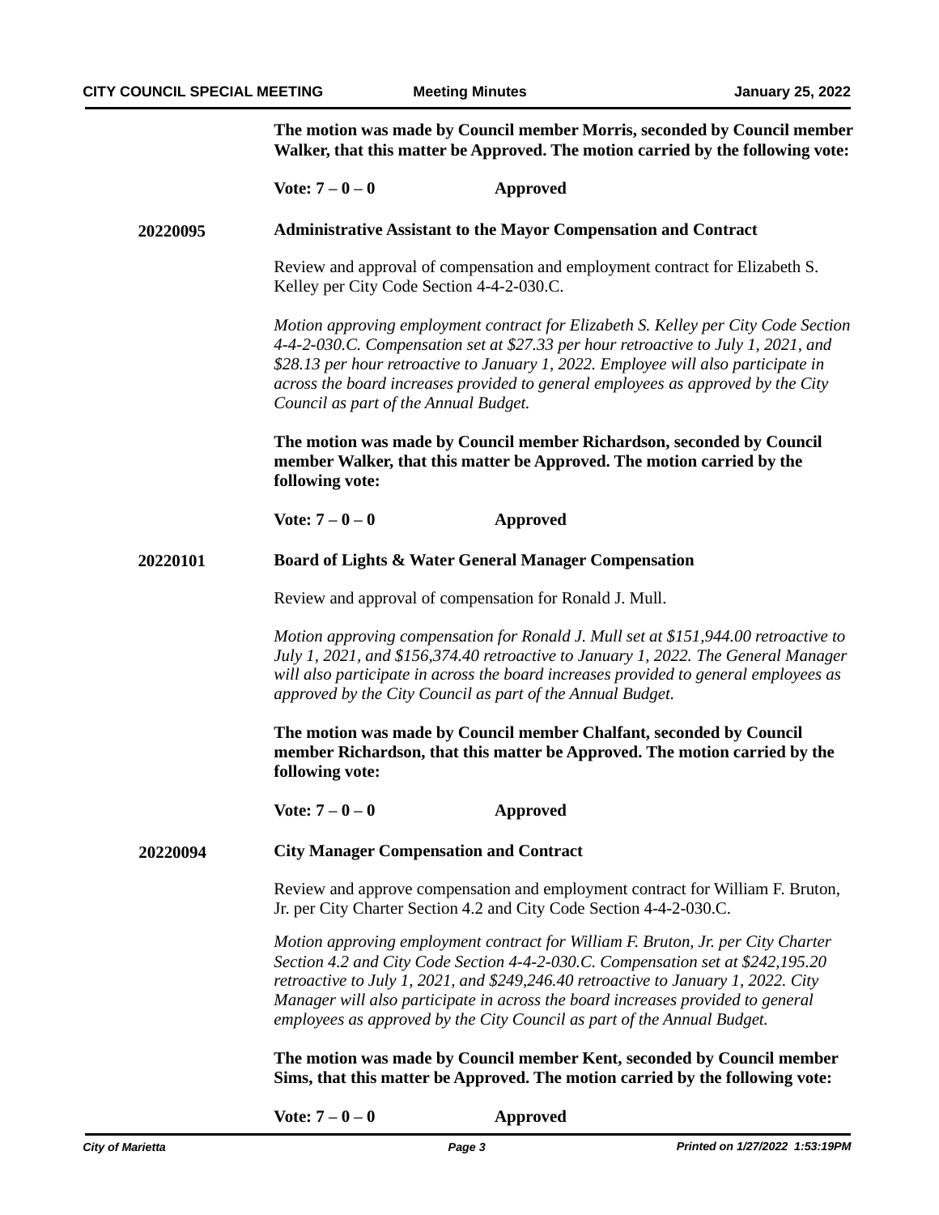**The motion was made by Council member Morris, seconded by Council member Walker, that this matter be Approved. The motion carried by the following vote:**

**Vote: 7 – 0 – 0** **Approved**

**20220095** **Administrative Assistant to the Mayor Compensation and Contract**

Review and approval of compensation and employment contract for Elizabeth S. Kelley per City Code Section 4-4-2-030.C.

*Motion approving employment contract for Elizabeth S. Kelley per City Code Section 4-4-2-030.C. Compensation set at $27.33 per hour retroactive to July 1, 2021, and $28.13 per hour retroactive to January 1, 2022. Employee will also participate in across the board increases provided to general employees as approved by the City Council as part of the Annual Budget.*

**The motion was made by Council member Richardson, seconded by Council member Walker, that this matter be Approved. The motion carried by the following vote:**

**Vote: 7 – 0 – 0** **Approved**

**20220101** **Board of Lights & Water General Manager Compensation**

Review and approval of compensation for Ronald J. Mull.

*Motion approving compensation for Ronald J. Mull set at $151,944.00 retroactive to July 1, 2021, and $156,374.40 retroactive to January 1, 2022. The General Manager will also participate in across the board increases provided to general employees as approved by the City Council as part of the Annual Budget.*

**The motion was made by Council member Chalfant, seconded by Council member Richardson, that this matter be Approved. The motion carried by the following vote:**

**Vote: 7 – 0 – 0** **Approved**

**20220094** **City Manager Compensation and Contract**

Review and approve compensation and employment contract for William F. Bruton, Jr. per City Charter Section 4.2 and City Code Section 4-4-2-030.C.

*Motion approving employment contract for William F. Bruton, Jr. per City Charter Section 4.2 and City Code Section 4-4-2-030.C. Compensation set at $242,195.20 retroactive to July 1, 2021, and $249,246.40 retroactive to January 1, 2022. City Manager will also participate in across the board increases provided to general employees as approved by the City Council as part of the Annual Budget.*

**The motion was made by Council member Kent, seconded by Council member Sims, that this matter be Approved. The motion carried by the following vote:**

**Vote: 7 – 0 – 0** **Approved**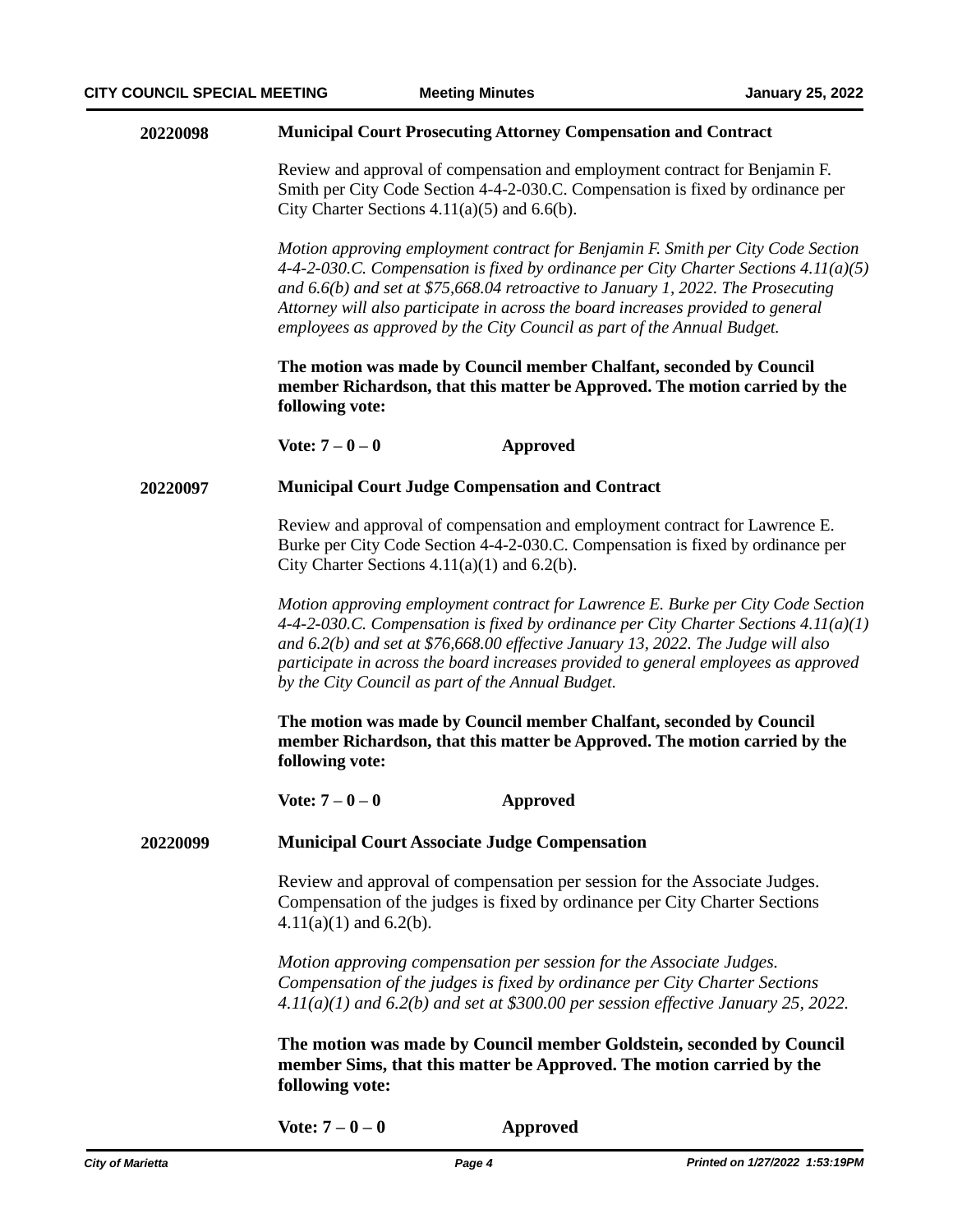**20220098** **Municipal Court Prosecuting Attorney Compensation and Contract**

Review and approval of compensation and employment contract for Benjamin F. Smith per City Code Section 4-4-2-030.C. Compensation is fixed by ordinance per City Charter Sections 4.11(a)(5) and 6.6(b).

*Motion approving employment contract for Benjamin F. Smith per City Code Section 4-4-2-030.C. Compensation is fixed by ordinance per City Charter Sections 4.11(a)(5) and 6.6(b) and set at $75,668.04 retroactive to January 1, 2022. The Prosecuting Attorney will also participate in across the board increases provided to general employees as approved by the City Council as part of the Annual Budget.*

**The motion was made by Council member Chalfant, seconded by Council member Richardson, that this matter be Approved. The motion carried by the following vote:**

**Vote: 7 – 0 – 0** **Approved**

**20220097** **Municipal Court Judge Compensation and Contract**

Review and approval of compensation and employment contract for Lawrence E. Burke per City Code Section 4-4-2-030.C. Compensation is fixed by ordinance per City Charter Sections 4.11(a)(1) and 6.2(b).

*Motion approving employment contract for Lawrence E. Burke per City Code Section 4-4-2-030.C. Compensation is fixed by ordinance per City Charter Sections 4.11(a)(1) and 6.2(b) and set at $76,668.00 effective January 13, 2022. The Judge will also participate in across the board increases provided to general employees as approved by the City Council as part of the Annual Budget.*

**The motion was made by Council member Chalfant, seconded by Council member Richardson, that this matter be Approved. The motion carried by the following vote:**

**Vote: 7 – 0 – 0** **Approved**

**20220099** **Municipal Court Associate Judge Compensation**

Review and approval of compensation per session for the Associate Judges. Compensation of the judges is fixed by ordinance per City Charter Sections 4.11(a)(1) and 6.2(b).

*Motion approving compensation per session for the Associate Judges. Compensation of the judges is fixed by ordinance per City Charter Sections 4.11(a)(1) and 6.2(b) and set at $300.00 per session effective January 25, 2022.*

**The motion was made by Council member Goldstein, seconded by Council member Sims, that this matter be Approved. The motion carried by the following vote:**

**Vote: 7 – 0 – 0** **Approved**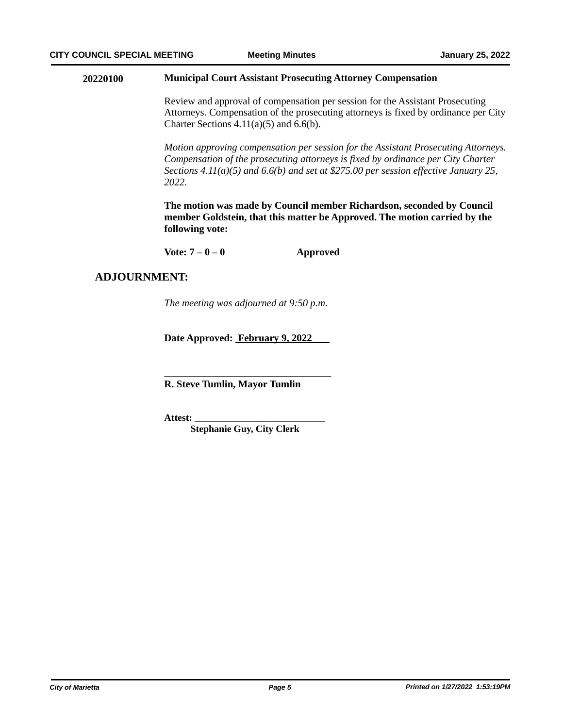**20220100** **Municipal Court Assistant Prosecuting Attorney Compensation**

Review and approval of compensation per session for the Assistant Prosecuting Attorneys. Compensation of the prosecuting attorneys is fixed by ordinance per City Charter Sections 4.11(a)(5) and 6.6(b).

*Motion approving compensation per session for the Assistant Prosecuting Attorneys. Compensation of the prosecuting attorneys is fixed by ordinance per City Charter Sections 4.11(a)(5) and 6.6(b) and set at $275.00 per session effective January 25, 2022.*

**The motion was made by Council member Richardson, seconded by Council member Goldstein, that this matter be Approved. The motion carried by the following vote:**

**Vote: 7 – 0 – 0** **Approved**

## ADJOURNMENT:

*The meeting was adjourned at 9:50 p.m.*

**Date Approved: February 9, 2022**

**_________________________________**

**R. Steve Tumlin, Mayor Tumlin**

**Attest: ___________________________**

**Stephanie Guy, City Clerk**